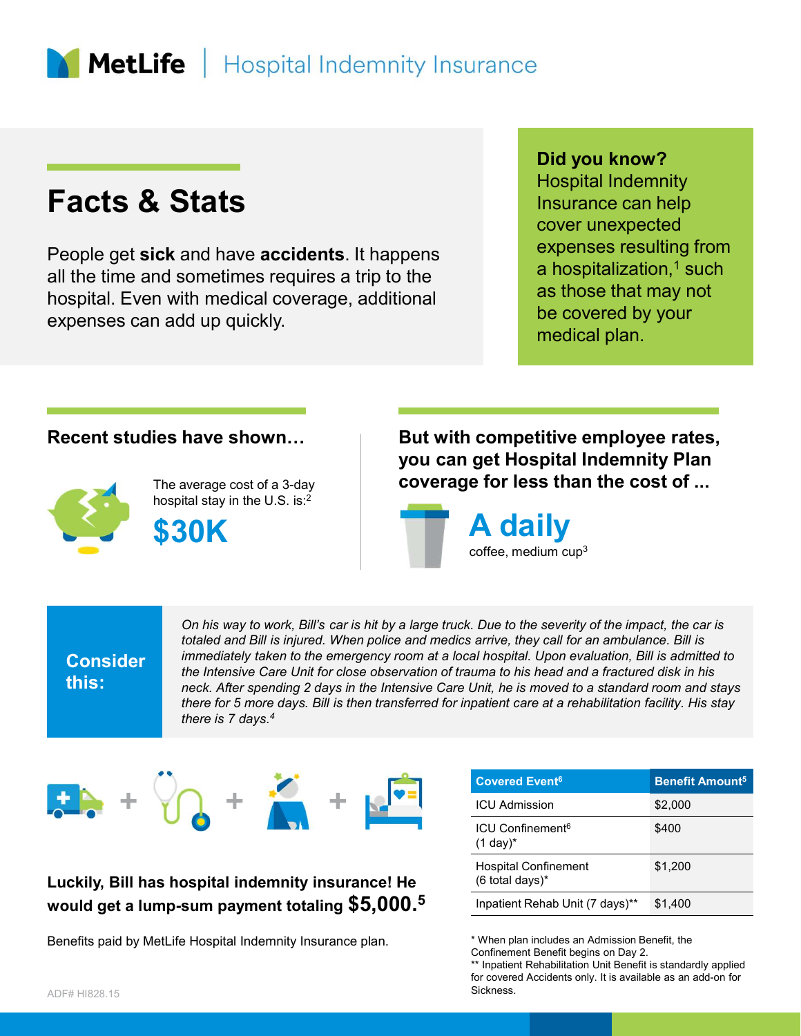# MetLife | Hospital Indemnity Insurance

## Facts & Stats

People get **sick** and have **accidents**. It happens all the time and sometimes requires a trip to the hospital. Even with medical coverage, additional expenses can add up quickly.

**Did you know?** Hospital Indemnity Insurance can help cover unexpected expenses resulting from a hospitalization,[1] such as those that may not be covered by your medical plan.

### Recent studies have shown…

The average cost of a 3-day hospital stay in the U.S. is:[2]

**$30K**

### But with competitive employee rates, you can get Hospital Indemnity Plan coverage for less than the cost of ...

**A daily**
coffee, medium cup[3]

**Consider this:**

*On his way to work, Bill's car is hit by a large truck. Due to the severity of the impact, the car is totaled and Bill is injured. When police and medics arrive, they call for an ambulance. Bill is immediately taken to the emergency room at a local hospital. Upon evaluation, Bill is admitted to the Intensive Care Unit for close observation of trauma to his head and a fractured disk in his neck. After spending 2 days in the Intensive Care Unit, he is moved to a standard room and stays there for 5 more days. Bill is then transferred for inpatient care at a rehabilitation facility. His stay there is 7 days.*[4]

**Luckily, Bill has hospital indemnity insurance! He would get a lump-sum payment totaling $5,000.**[5]

Benefits paid by MetLife Hospital Indemnity Insurance plan.

| Covered Event[6] | Benefit Amount[5] |
|---|---|
| ICU Admission | $2,000 |
| ICU Confinement[6] (1 day)* | $400 |
| Hospital Confinement (6 total days)* | $1,200 |
| Inpatient Rehab Unit (7 days)** | $1,400 |

\* When plan includes an Admission Benefit, the Confinement Benefit begins on Day 2.
** Inpatient Rehabilitation Unit Benefit is standardly applied for covered Accidents only. It is available as an add-on for Sickness.

ADF# HI828.15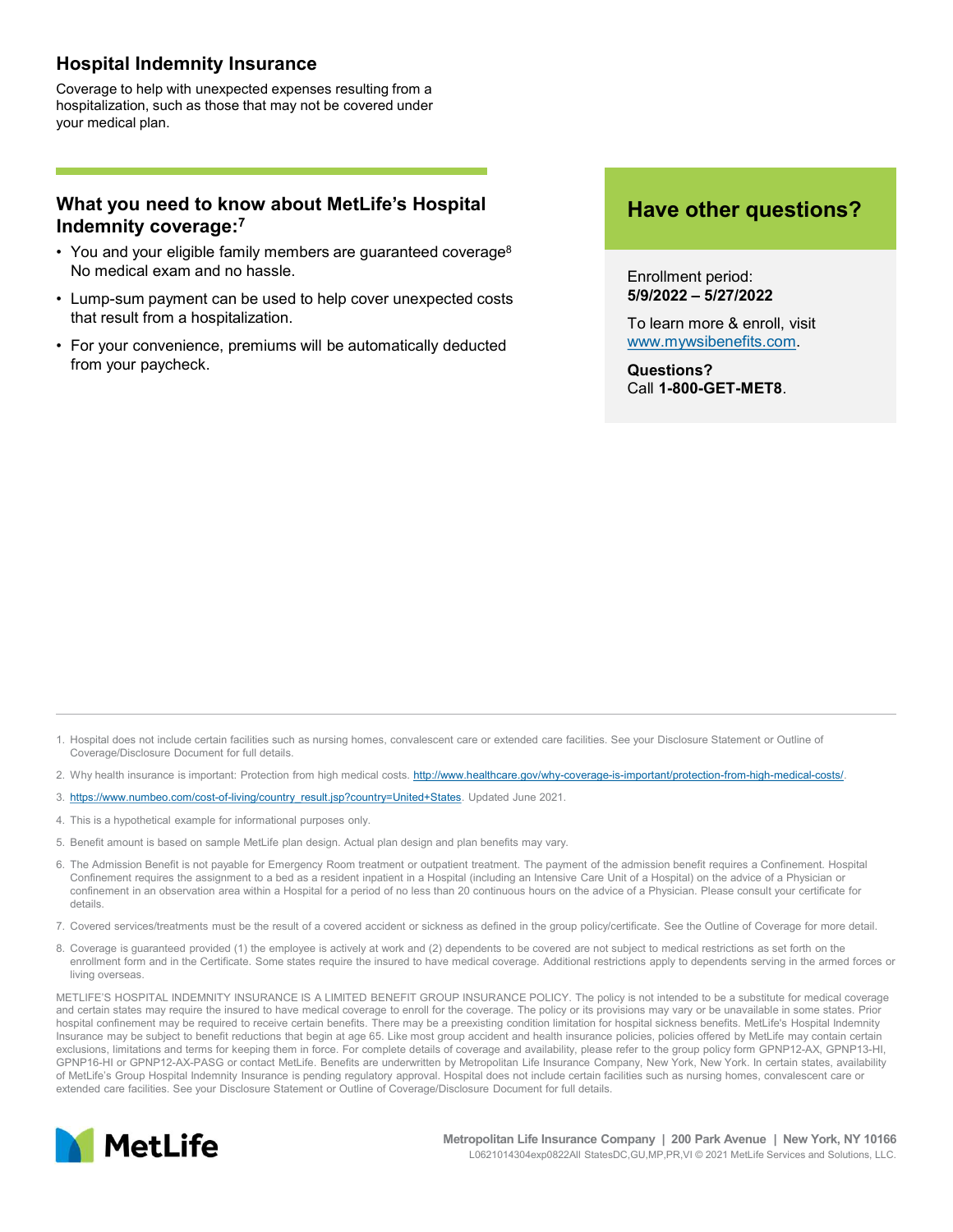## Hospital Indemnity Insurance

Coverage to help with unexpected expenses resulting from a hospitalization, such as those that may not be covered under your medical plan.

### What you need to know about MetLife's Hospital Indemnity coverage:[7]

- You and your eligible family members are guaranteed coverage[8] No medical exam and no hassle.
- Lump-sum payment can be used to help cover unexpected costs that result from a hospitalization.
- For your convenience, premiums will be automatically deducted from your paycheck.

### Have other questions?

Enrollment period:
**5/9/2022 – 5/27/2022**

To learn more & enroll, visit www.mywsibenefits.com.

**Questions?**
Call **1-800-GET-MET8**.

---

1. Hospital does not include certain facilities such as nursing homes, convalescent care or extended care facilities. See your Disclosure Statement or Outline of Coverage/Disclosure Document for full details.
2. Why health insurance is important: Protection from high medical costs. http://www.healthcare.gov/why-coverage-is-important/protection-from-high-medical-costs/.
3. https://www.numbeo.com/cost-of-living/country_result.jsp?country=United+States. Updated June 2021.
4. This is a hypothetical example for informational purposes only.
5. Benefit amount is based on sample MetLife plan design. Actual plan design and plan benefits may vary.
6. The Admission Benefit is not payable for Emergency Room treatment or outpatient treatment. The payment of the admission benefit requires a Confinement. Hospital Confinement requires the assignment to a bed as a resident inpatient in a Hospital (including an Intensive Care Unit of a Hospital) on the advice of a Physician or confinement in an observation area within a Hospital for a period of no less than 20 continuous hours on the advice of a Physician. Please consult your certificate for details.
7. Covered services/treatments must be the result of a covered accident or sickness as defined in the group policy/certificate. See the Outline of Coverage for more detail.
8. Coverage is guaranteed provided (1) the employee is actively at work and (2) dependents to be covered are not subject to medical restrictions as set forth on the enrollment form and in the Certificate. Some states require the insured to have medical coverage. Additional restrictions apply to dependents serving in the armed forces or living overseas.

METLIFE'S HOSPITAL INDEMNITY INSURANCE IS A LIMITED BENEFIT GROUP INSURANCE POLICY. The policy is not intended to be a substitute for medical coverage and certain states may require the insured to have medical coverage to enroll for the coverage. The policy or its provisions may vary or be unavailable in some states. Prior hospital confinement may be required to receive certain benefits. There may be a preexisting condition limitation for hospital sickness benefits. MetLife's Hospital Indemnity Insurance may be subject to benefit reductions that begin at age 65. Like most group accident and health insurance policies, policies offered by MetLife may contain certain exclusions, limitations and terms for keeping them in force. For complete details of coverage and availability, please refer to the group policy form GPNP12-AX, GPNP13-HI, GPNP16-HI or GPNP12-AX-PASG or contact MetLife. Benefits are underwritten by Metropolitan Life Insurance Company, New York, New York. In certain states, availability of MetLife's Group Hospital Indemnity Insurance is pending regulatory approval. Hospital does not include certain facilities such as nursing homes, convalescent care or extended care facilities. See your Disclosure Statement or Outline of Coverage/Disclosure Document for full details.

MetLife

**Metropolitan Life Insurance Company | 200 Park Avenue | New York, NY 10166**
L0621014304exp0822All StatesDC,GU,MP,PR,VI © 2021 MetLife Services and Solutions, LLC.